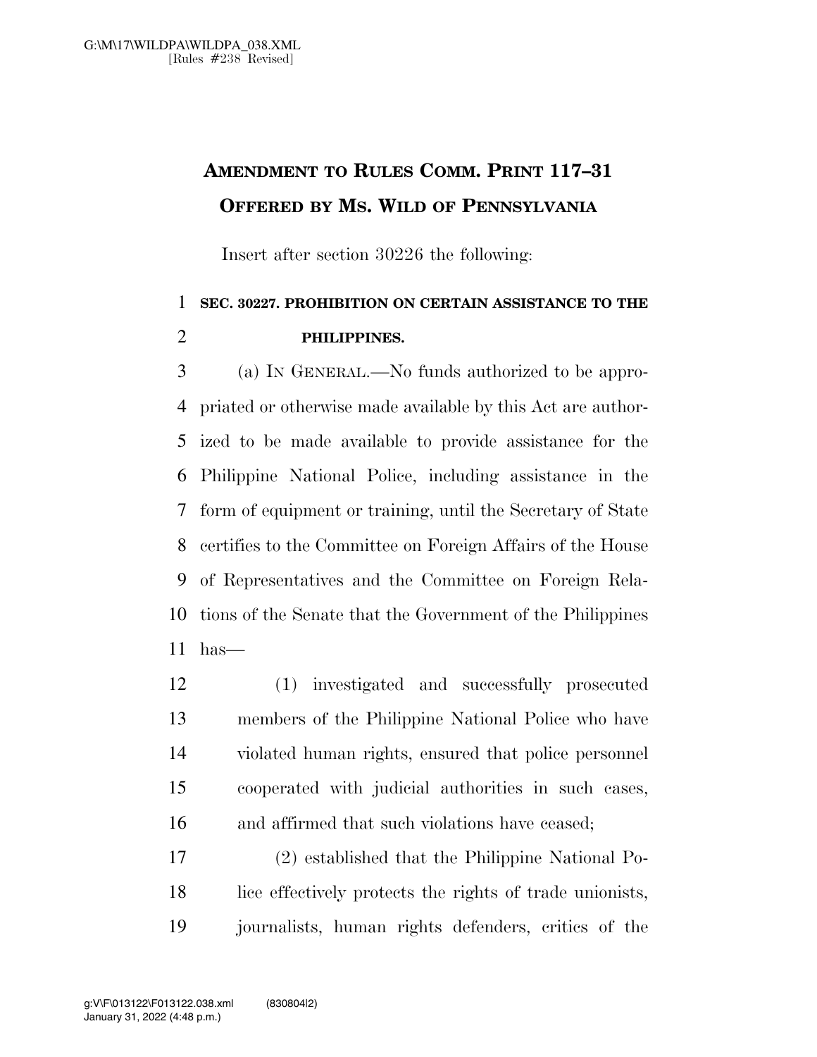# AMENDMENT TO RULES COMM. PRINT 117–31 OFFERED BY MS. WILD OF PENNSYLVANIA

Insert after section 30226 the following:

**SEC. 30227. PROHIBITION ON CERTAIN ASSISTANCE TO THE PHILIPPINES.**

(a) IN GENERAL.—No funds authorized to be appropriated or otherwise made available by this Act are authorized to be made available to provide assistance for the Philippine National Police, including assistance in the form of equipment or training, until the Secretary of State certifies to the Committee on Foreign Affairs of the House of Representatives and the Committee on Foreign Relations of the Senate that the Government of the Philippines has—

(1) investigated and successfully prosecuted members of the Philippine National Police who have violated human rights, ensured that police personnel cooperated with judicial authorities in such cases, and affirmed that such violations have ceased;

(2) established that the Philippine National Police effectively protects the rights of trade unionists, journalists, human rights defenders, critics of the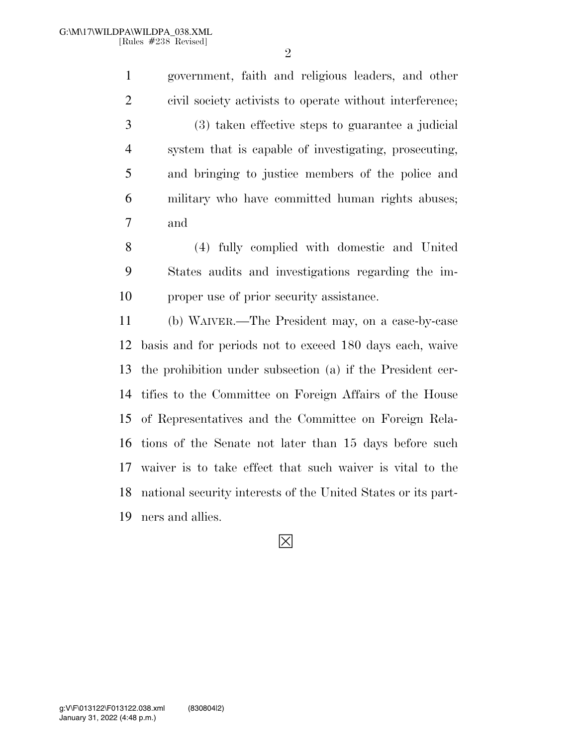government, faith and religious leaders, and other civil society activists to operate without interference;

(3) taken effective steps to guarantee a judicial system that is capable of investigating, prosecuting, and bringing to justice members of the police and military who have committed human rights abuses; and

(4) fully complied with domestic and United States audits and investigations regarding the improper use of prior security assistance.

(b) WAIVER.—The President may, on a case-by-case basis and for periods not to exceed 180 days each, waive the prohibition under subsection (a) if the President certifies to the Committee on Foreign Affairs of the House of Representatives and the Committee on Foreign Relations of the Senate not later than 15 days before such waiver is to take effect that such waiver is vital to the national security interests of the United States or its partners and allies.